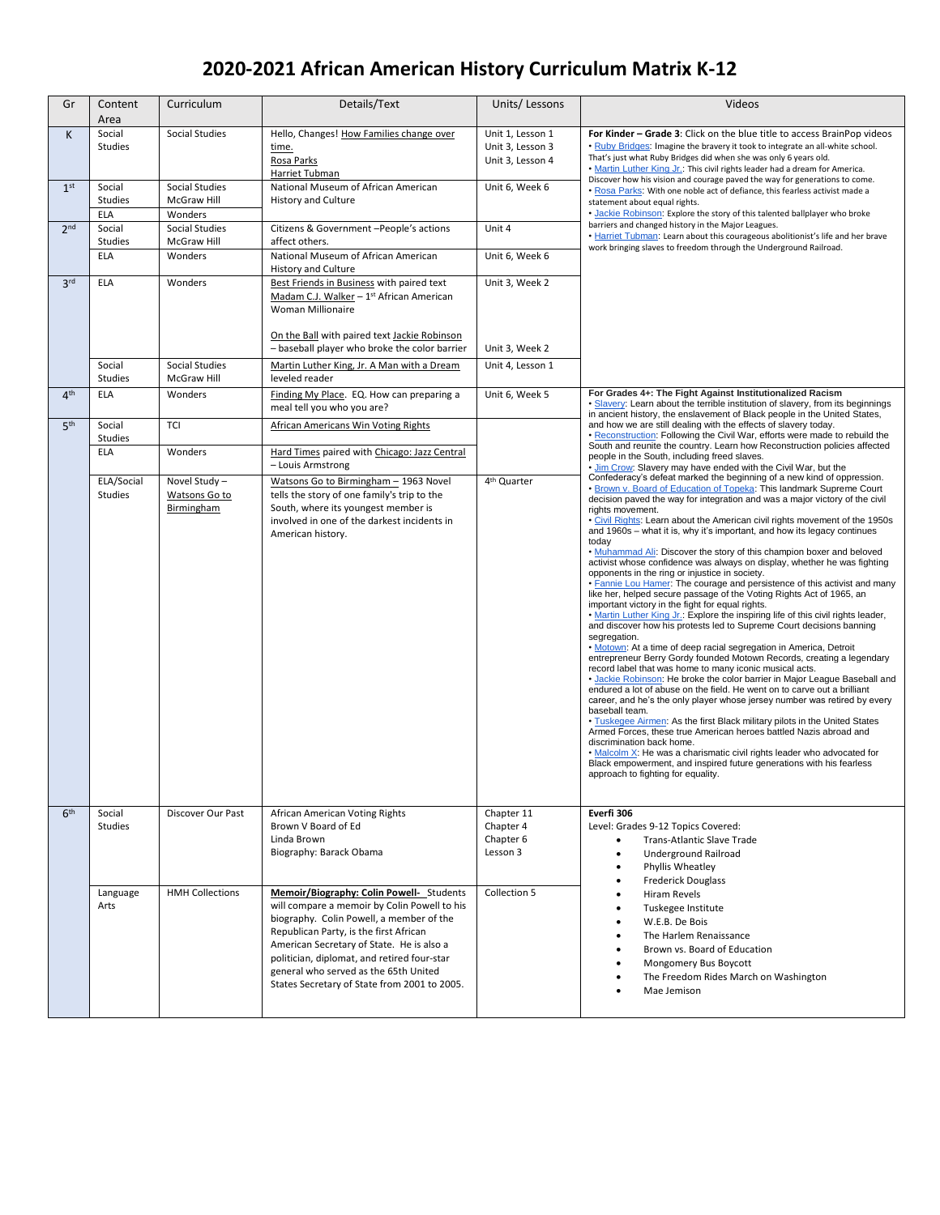# 2020-2021 African American History Curriculum Matrix K-12

| Gr | Content Area | Curriculum | Details/Text | Units/ Lessons | Videos |
|---|---|---|---|---|---|
| K | Social Studies | Social Studies | Hello, Changes! How Families change over time.<br>Rosa Parks<br>Harriet Tubman | Unit 1, Lesson 1<br>Unit 3, Lesson 3<br>Unit 3, Lesson 4 | **For Kinder – Grade 3**: Click on the blue title to access BrainPop videos<br>• Ruby Bridges: Imagine the bravery it took to integrate an all-white school. That's just what Ruby Bridges did when she was only 6 years old.<br>• Martin Luther King Jr.: This civil rights leader had a dream for America. Discover how his vision and courage paved the way for generations to come.<br>• Rosa Parks: With one noble act of defiance, this fearless activist made a statement about equal rights.<br>• Jackie Robinson: Explore the story of this talented ballplayer who broke barriers and changed history in the Major Leagues.<br>• Harriet Tubman: Learn about this courageous abolitionist's life and her brave work bringing slaves to freedom through the Underground Railroad. |
| 1st | Social Studies<br>ELA | Social Studies McGraw Hill<br>Wonders | National Museum of African American History and Culture | Unit 6, Week 6 | |
| 2nd | Social Studies | Social Studies McGraw Hill | Citizens & Government –People's actions affect others. | Unit 4 | |
| | ELA | Wonders | National Museum of African American History and Culture | Unit 6, Week 6 | |
| 3rd | ELA | Wonders | Best Friends in Business with paired text Madam C.J. Walker – 1st African American Woman Millionaire<br><br>On the Ball with paired text Jackie Robinson – baseball player who broke the color barrier | Unit 3, Week 2<br><br>Unit 3, Week 2 | |
| | Social Studies | Social Studies McGraw Hill | Martin Luther King, Jr. A Man with a Dream leveled reader | Unit 4, Lesson 1 | |
| 4th | ELA | Wonders | Finding My Place. EQ. How can preparing a meal tell you who you are? | Unit 6, Week 5 | **For Grades 4+: The Fight Against Institutionalized Racism**<br>• Slavery: Learn about the terrible institution of slavery, from its beginnings in ancient history, the enslavement of Black people in the United States, and how we are still dealing with the effects of slavery today.<br>• Reconstruction: Following the Civil War, efforts were made to rebuild the South and reunite the country. Learn how Reconstruction policies affected people in the South, including freed slaves.<br>• Jim Crow: Slavery may have ended with the Civil War, but the Confederacy's defeat marked the beginning of a new kind of oppression.<br>• Brown v. Board of Education of Topeka: This landmark Supreme Court decision paved the way for integration and was a major victory of the civil rights movement.<br>• Civil Rights: Learn about the American civil rights movement of the 1950s and 1960s – what it is, why it's important, and how its legacy continues today<br>• Muhammad Ali: Discover the story of this champion boxer and beloved activist whose confidence was always on display, whether he was fighting opponents in the ring or injustice in society.<br>• Fannie Lou Hamer: The courage and persistence of this activist and many like her, helped secure passage of the Voting Rights Act of 1965, an important victory in the fight for equal rights.<br>• Martin Luther King Jr.: Explore the inspiring life of this civil rights leader, and discover how his protests led to Supreme Court decisions banning segregation.<br>• Motown: At a time of deep racial segregation in America, Detroit entrepreneur Berry Gordy founded Motown Records, creating a legendary record label that was home to many iconic musical acts.<br>• Jackie Robinson: He broke the color barrier in Major League Baseball and endured a lot of abuse on the field. He went on to carve out a brilliant career, and he's the only player whose jersey number was retired by every baseball team.<br>• Tuskegee Airmen: As the first Black military pilots in the United States Armed Forces, these true American heroes battled Nazis abroad and discrimination back home.<br>• Malcolm X: He was a charismatic civil rights leader who advocated for Black empowerment, and inspired future generations with his fearless approach to fighting for equality. |
| 5th | Social Studies | TCI | African Americans Win Voting Rights | | |
| | ELA | Wonders | Hard Times paired with Chicago: Jazz Central – Louis Armstrong | | |
| | ELA/Social Studies | Novel Study – Watsons Go to Birmingham | Watsons Go to Birmingham – 1963 Novel tells the story of one family's trip to the South, where its youngest member is involved in one of the darkest incidents in American history. | 4th Quarter | |
| 6th | Social Studies | Discover Our Past | African American Voting Rights<br>Brown V Board of Ed<br>Linda Brown<br>Biography: Barack Obama | Chapter 11<br>Chapter 4<br>Chapter 6<br>Lesson 3 | **Everfi 306**<br>Level: Grades 9-12 Topics Covered:<br>• Trans-Atlantic Slave Trade<br>• Underground Railroad<br>• Phyllis Wheatley<br>• Frederick Douglass<br>• Hiram Revels<br>• Tuskegee Institute<br>• W.E.B. De Bois<br>• The Harlem Renaissance<br>• Brown vs. Board of Education<br>• Mongomery Bus Boycott<br>• The Freedom Rides March on Washington<br>• Mae Jemison |
| | Language Arts | HMH Collections | **Memoir/Biography: Colin Powell-** Students will compare a memoir by Colin Powell to his biography. Colin Powell, a member of the Republican Party, is the first African American Secretary of State. He is also a politician, diplomat, and retired four-star general who served as the 65th United States Secretary of State from 2001 to 2005. | Collection 5 | |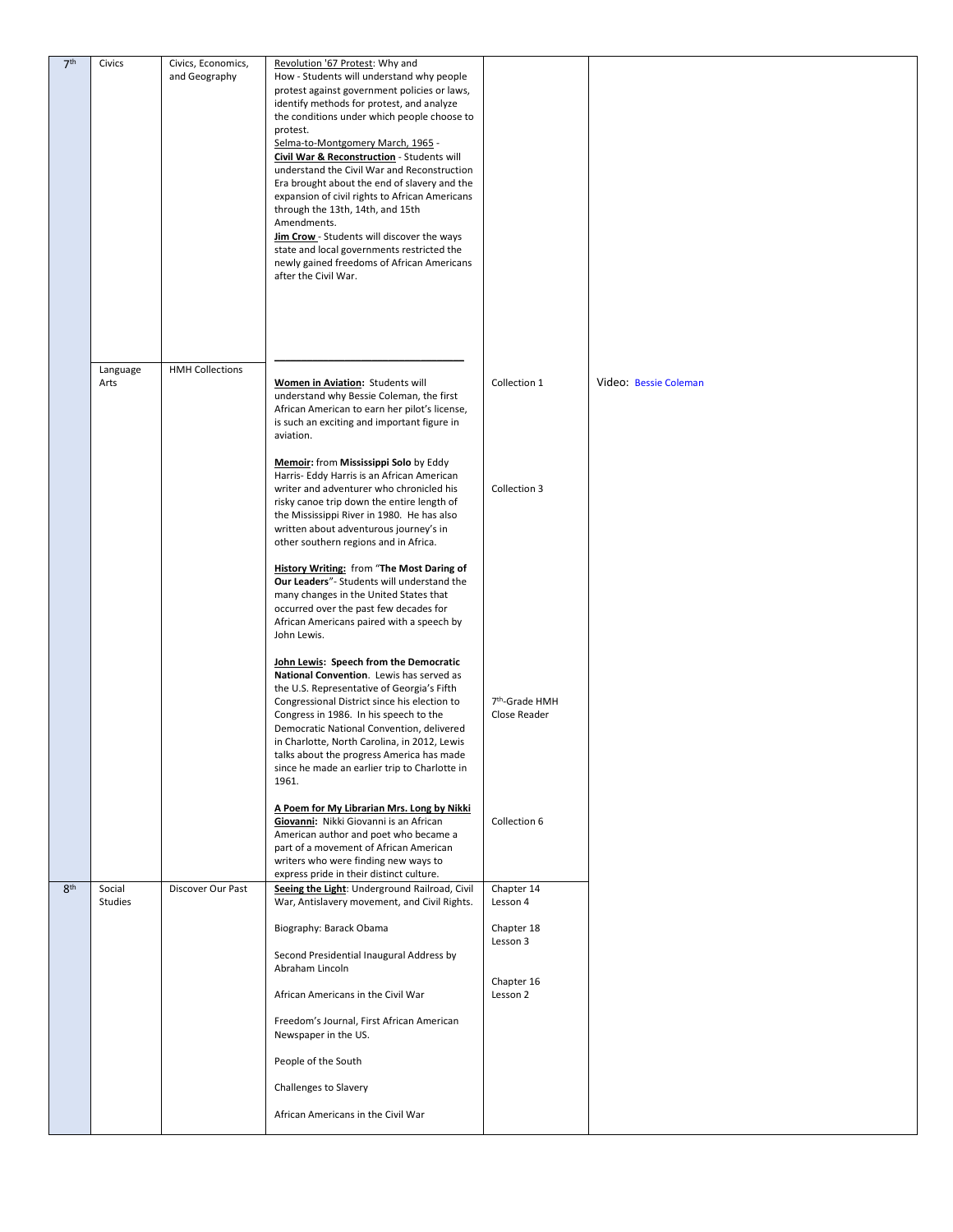| 7th | Civics | Civics, Economics, and Geography | Revolution '67 Protest: Why and How - Students will understand why people protest against government policies or laws, identify methods for protest, and analyze the conditions under which people choose to protest.<br>Selma-to-Montgomery March, 1965 -<br>**Civil War & Reconstruction** - Students will understand the Civil War and Reconstruction Era brought about the end of slavery and the expansion of civil rights to African Americans through the 13th, 14th, and 15th Amendments.<br>**Jim Crow** - Students will discover the ways state and local governments restricted the newly gained freedoms of African Americans after the Civil War. | | |
|---|---|---|---|---|---|
| | Language Arts | HMH Collections | **Women in Aviation:** Students will understand why Bessie Coleman, the first African American to earn her pilot's license, is such an exciting and important figure in aviation. | Collection 1 | Video: Bessie Coleman |
| | | | **Memoir:** from **Mississippi Solo** by Eddy Harris- Eddy Harris is an African American writer and adventurer who chronicled his risky canoe trip down the entire length of the Mississippi River in 1980. He has also written about adventurous journey's in other southern regions and in Africa. | Collection 3 | |
| | | | **History Writing:** from "**The Most Daring of Our Leaders**"- Students will understand the many changes in the United States that occurred over the past few decades for African Americans paired with a speech by John Lewis. | | |
| | | | **John Lewis: Speech from the Democratic National Convention.** Lewis has served as the U.S. Representative of Georgia's Fifth Congressional District since his election to Congress in 1986. In his speech to the Democratic National Convention, delivered in Charlotte, North Carolina, in 2012, Lewis talks about the progress America has made since he made an earlier trip to Charlotte in 1961. | 7th-Grade HMH Close Reader | |
| | | | **A Poem for My Librarian Mrs. Long by Nikki Giovanni:** Nikki Giovanni is an African American author and poet who became a part of a movement of African American writers who were finding new ways to express pride in their distinct culture. | Collection 6 | |
| 8th | Social Studies | Discover Our Past | **Seeing the Light**: Underground Railroad, Civil War, Antislavery movement, and Civil Rights. | Chapter 14 Lesson 4 | |
| | | | Biography: Barack Obama | Chapter 18 Lesson 3 | |
| | | | Second Presidential Inaugural Address by Abraham Lincoln | | |
| | | | African Americans in the Civil War | Chapter 16 Lesson 2 | |
| | | | Freedom's Journal, First African American Newspaper in the US. | | |
| | | | People of the South | | |
| | | | Challenges to Slavery | | |
| | | | African Americans in the Civil War | | |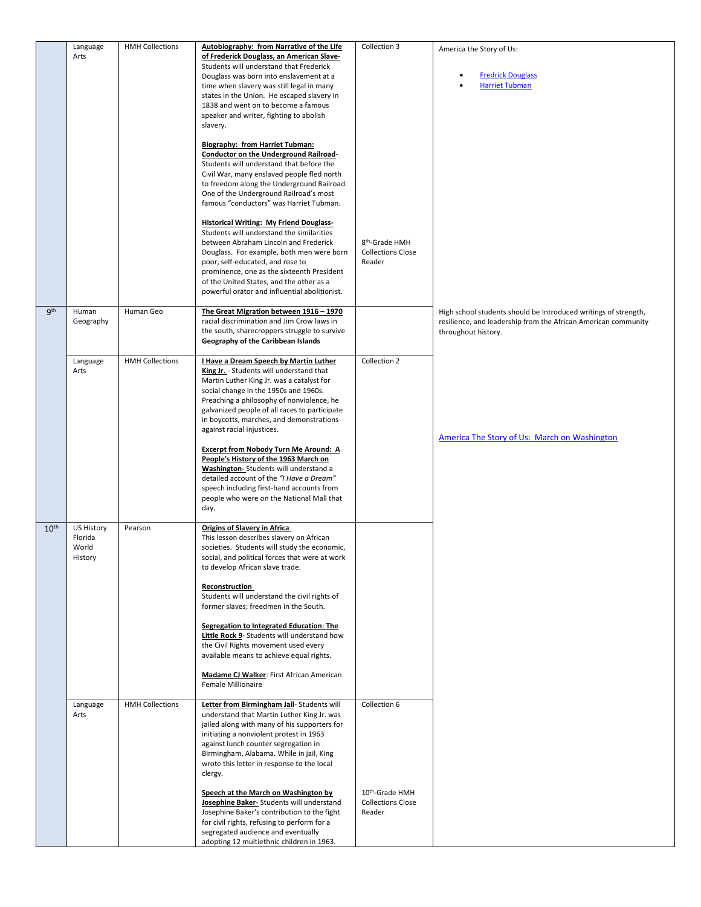| | | | | | |
|---|---|---|---|---|---|
| | Language Arts | HMH Collections | **Autobiography: from Narrative of the Life of Frederick Douglass, an American Slave-** Students will understand that Frederick Douglass was born into enslavement at a time when slavery was still legal in many states in the Union. He escaped slavery in 1838 and went on to become a famous speaker and writer, fighting to abolish slavery.<br><br>**Biography: from Harriet Tubman: Conductor on the Underground Railroad**- Students will understand that before the Civil War, many enslaved people fled north to freedom along the Underground Railroad. One of the Underground Railroad's most famous "conductors" was Harriet Tubman.<br><br>**Historical Writing: My Friend Douglass-** Students will understand the similarities between Abraham Lincoln and Frederick Douglass. For example, both men were born poor, self-educated, and rose to prominence, one as the sixteenth President of the United States, and the other as a powerful orator and influential abolitionist. | Collection 3<br><br>8th-Grade HMH Collections Close Reader | America the Story of Us:<br>• Fredrick Douglass<br>• Harriet Tubman |
| 9th | Human Geography | Human Geo | **The Great Migration between 1916 – 1970** racial discrimination and Jim Crow laws in the south, sharecroppers struggle to survive **Geography of the Caribbean Islands** | | High school students should be Introduced writings of strength, resilience, and leadership from the African American community throughout history. |
| | Language Arts | HMH Collections | **I Have a Dream Speech by Martin Luther King Jr.** - Students will understand that Martin Luther King Jr. was a catalyst for social change in the 1950s and 1960s. Preaching a philosophy of nonviolence, he galvanized people of all races to participate in boycotts, marches, and demonstrations against racial injustices.<br><br>**Excerpt from Nobody Turn Me Around: A People's History of the 1963 March on Washington-** Students will understand a detailed account of the *"I Have a Dream"* speech including first-hand accounts from people who were on the National Mall that day. | Collection 2 | America The Story of Us: March on Washington |
| 10th | US History Florida World History | Pearson | **Origins of Slavery in Africa**<br>This lesson describes slavery on African societies. Students will study the economic, social, and political forces that were at work to develop African slave trade.<br><br>**Reconstruction**<br>Students will understand the civil rights of former slaves; freedmen in the South.<br><br>**Segregation to Integrated Education: The Little Rock 9**- Students will understand how the Civil Rights movement used every available means to achieve equal rights.<br><br>**Madame CJ Walker**: First African American Female Millionaire | | |
| | Language Arts | HMH Collections | **Letter from Birmingham Jail**- Students will understand that Martin Luther King Jr. was jailed along with many of his supporters for initiating a nonviolent protest in 1963 against lunch counter segregation in Birmingham, Alabama. While in jail, King wrote this letter in response to the local clergy.<br><br>**Speech at the March on Washington by Josephine Baker**- Students will understand Josephine Baker's contribution to the fight for civil rights, refusing to perform for a segregated audience and eventually adopting 12 multiethnic children in 1963. | Collection 6<br><br>10th-Grade HMH Collections Close Reader | |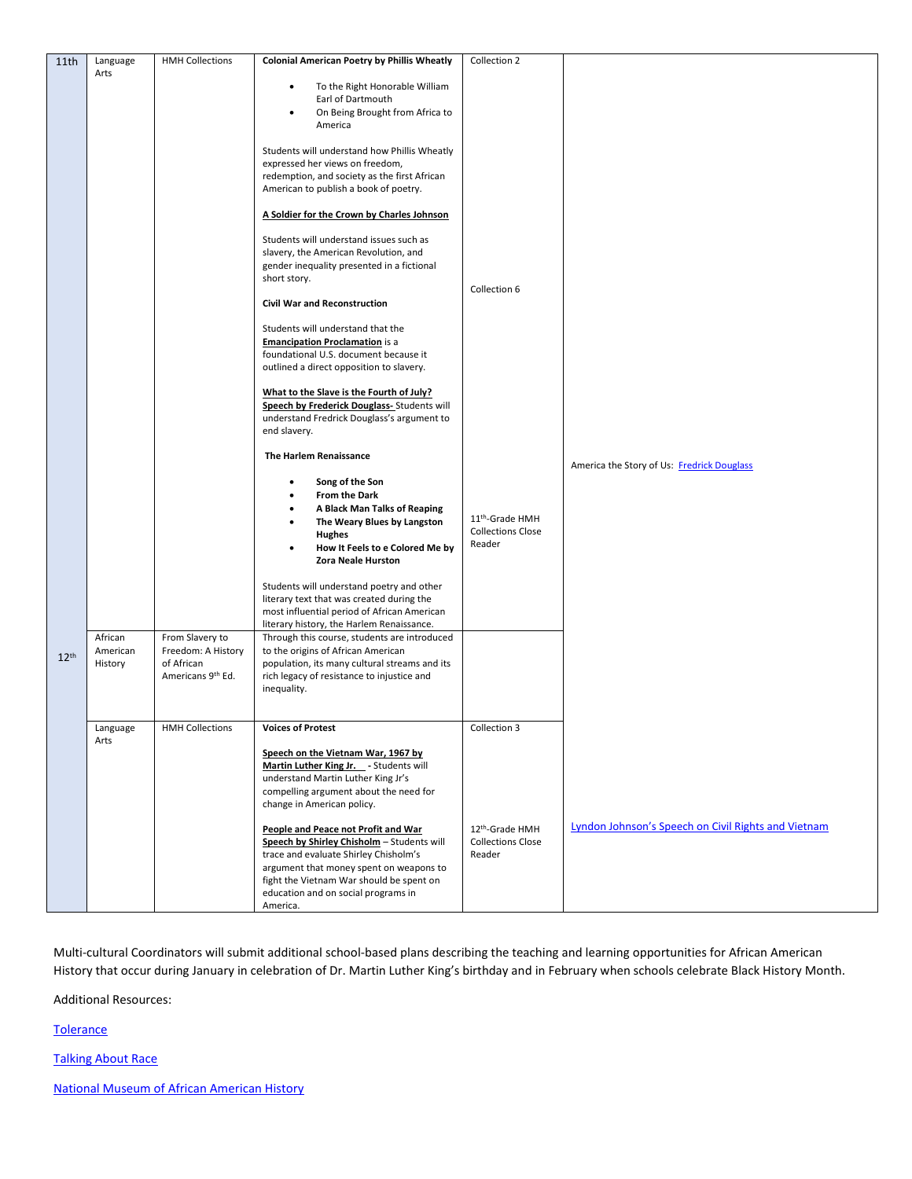| | | | | | |
|---|---|---|---|---|---|
| 11th | Language Arts | HMH Collections | **Colonial American Poetry by Phillis Wheatly**<br>• To the Right Honorable William Earl of Dartmouth<br>• On Being Brought from Africa to America<br><br>Students will understand how Phillis Wheatly expressed her views on freedom, redemption, and society as the first African American to publish a book of poetry.<br><br>**A Soldier for the Crown by Charles Johnson**<br><br>Students will understand issues such as slavery, the American Revolution, and gender inequality presented in a fictional short story.<br><br>**Civil War and Reconstruction**<br><br>Students will understand that the **Emancipation Proclamation** is a foundational U.S. document because it outlined a direct opposition to slavery.<br><br>**What to the Slave is the Fourth of July? Speech by Frederick Douglass-** Students will understand Fredrick Douglass's argument to end slavery.<br><br>**The Harlem Renaissance**<br>• **Song of the Son**<br>• **From the Dark**<br>• **A Black Man Talks of Reaping**<br>• **The Weary Blues by Langston Hughes**<br>• **How It Feels to e Colored Me by Zora Neale Hurston**<br><br>Students will understand poetry and other literary text that was created during the most influential period of African American literary history, the Harlem Renaissance. | Collection 2<br><br>Collection 6<br><br>11th-Grade HMH Collections Close Reader | America the Story of Us: Fredrick Douglass |
| 12th | African American History | From Slavery to Freedom: A History of African Americans 9th Ed. | Through this course, students are introduced to the origins of African American population, its many cultural streams and its rich legacy of resistance to injustice and inequality. | | |
| | Language Arts | HMH Collections | **Voices of Protest**<br><br>**Speech on the Vietnam War, 1967 by Martin Luther King Jr. -** Students will understand Martin Luther King Jr's compelling argument about the need for change in American policy.<br><br>**People and Peace not Profit and War Speech by Shirley Chisholm** – Students will trace and evaluate Shirley Chisholm's argument that money spent on weapons to fight the Vietnam War should be spent on education and on social programs in America. | Collection 3<br><br>12th-Grade HMH Collections Close Reader | Lyndon Johnson's Speech on Civil Rights and Vietnam |

Multi-cultural Coordinators will submit additional school-based plans describing the teaching and learning opportunities for African American History that occur during January in celebration of Dr. Martin Luther King's birthday and in February when schools celebrate Black History Month.

Additional Resources:

Tolerance

Talking About Race

National Museum of African American History